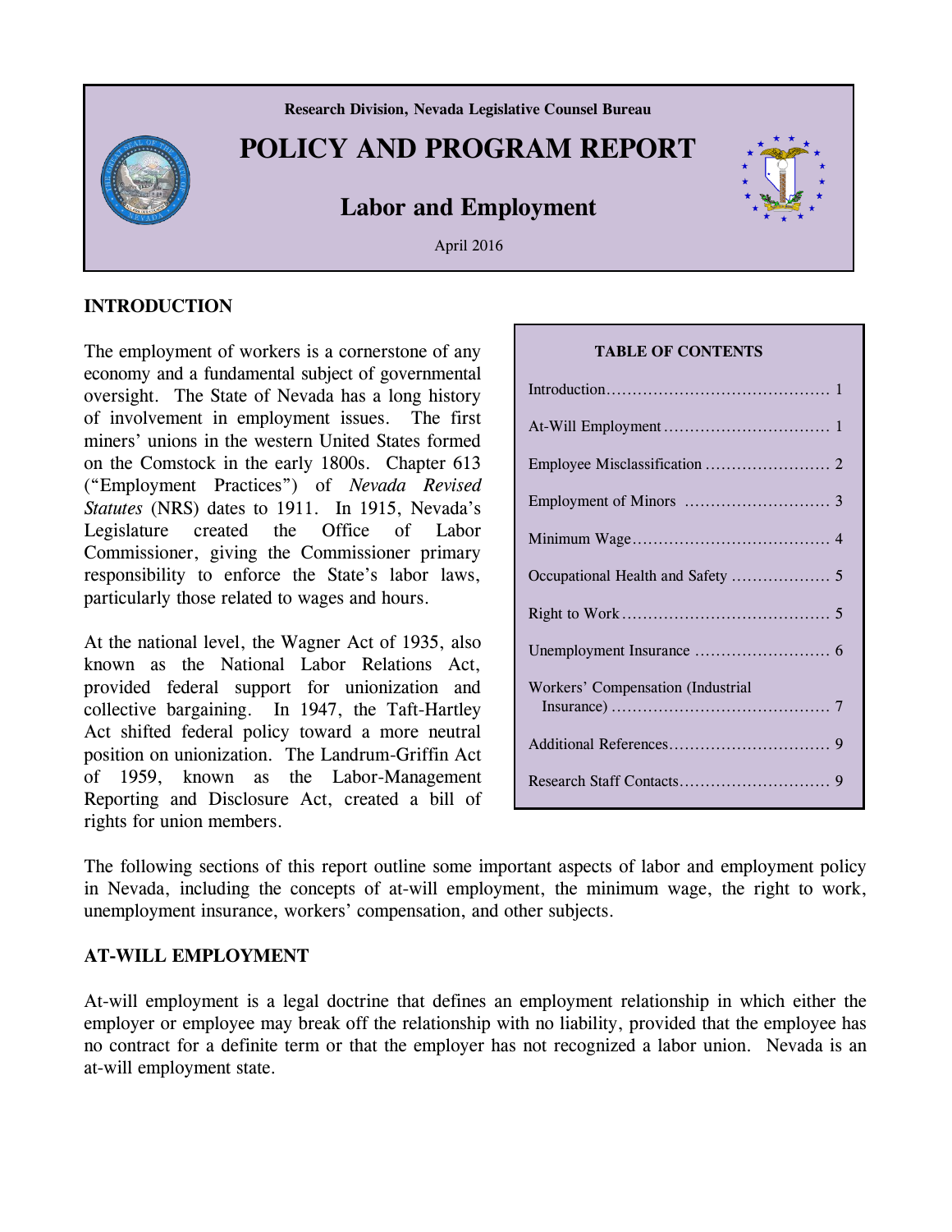Research Division, Nevada Legislative Counsel Bureau

# POLICY AND PROGRAM REPORT

## Labor and Employment

April 2016

## INTRODUCTION

The employment of workers is a cornerstone of any economy and a fundamental subject of governmental oversight. The State of Nevada has a long history of involvement in employment issues. The first miners' unions in the western United States formed on the Comstock in the early 1800s. Chapter 613 ("Employment Practices") of *Nevada Revised Statutes* (NRS) dates to 1911. In 1915, Nevada's Legislature created the Office of Labor Commissioner, giving the Commissioner primary responsibility to enforce the State's labor laws, particularly those related to wages and hours.

At the national level, the Wagner Act of 1935, also known as the National Labor Relations Act, provided federal support for unionization and collective bargaining. In 1947, the Taft-Hartley Act shifted federal policy toward a more neutral position on unionization. The Landrum-Griffin Act of 1959, known as the Labor-Management Reporting and Disclosure Act, created a bill of rights for union members.

| TABLE OF CONTENTS | |
|---|---|
| Introduction | 1 |
| At-Will Employment | 1 |
| Employee Misclassification | 2 |
| Employment of Minors | 3 |
| Minimum Wage | 4 |
| Occupational Health and Safety | 5 |
| Right to Work | 5 |
| Unemployment Insurance | 6 |
| Workers' Compensation (Industrial Insurance) | 7 |
| Additional References | 9 |
| Research Staff Contacts | 9 |

The following sections of this report outline some important aspects of labor and employment policy in Nevada, including the concepts of at-will employment, the minimum wage, the right to work, unemployment insurance, workers' compensation, and other subjects.

## AT-WILL EMPLOYMENT

At-will employment is a legal doctrine that defines an employment relationship in which either the employer or employee may break off the relationship with no liability, provided that the employee has no contract for a definite term or that the employer has not recognized a labor union. Nevada is an at-will employment state.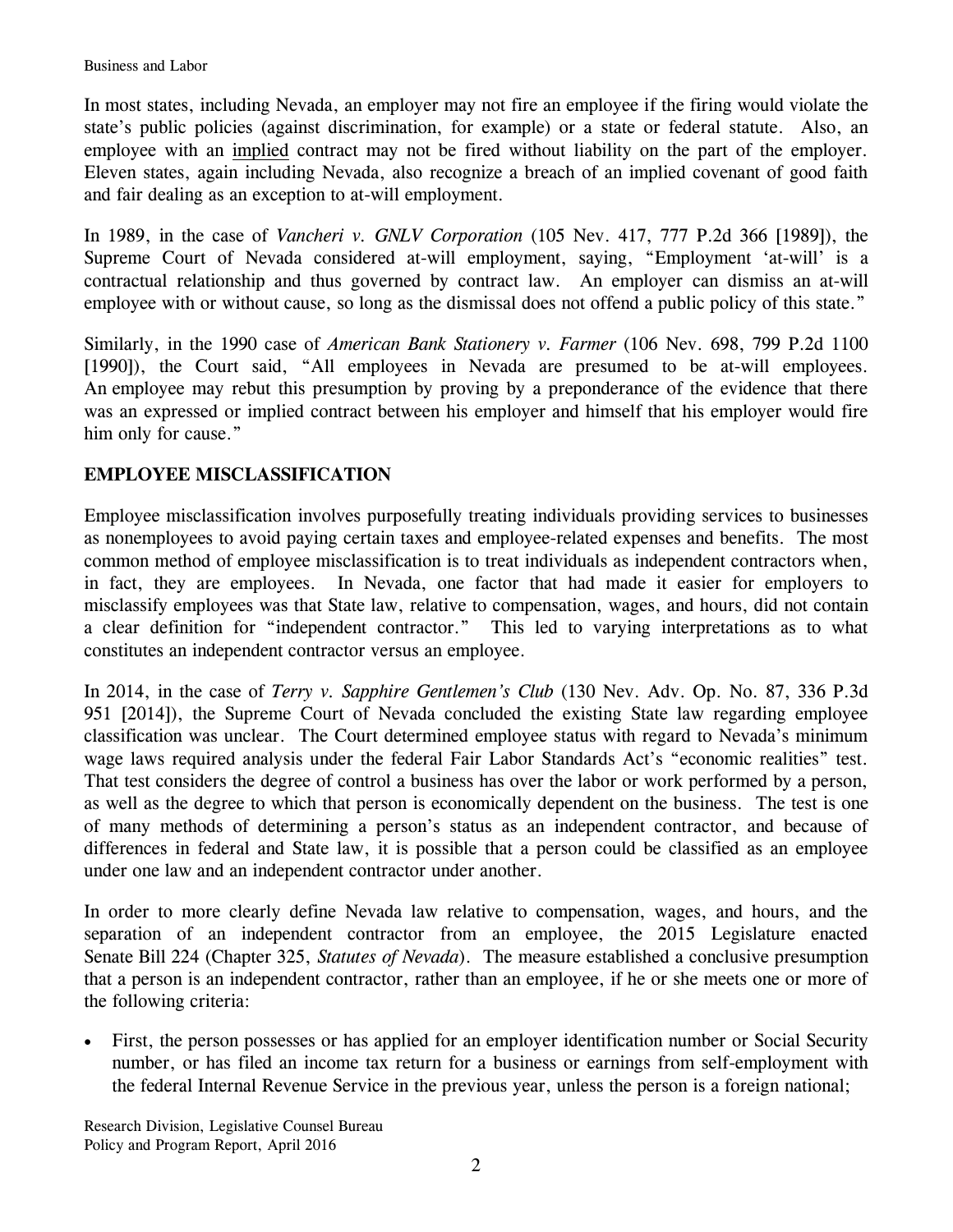In most states, including Nevada, an employer may not fire an employee if the firing would violate the state's public policies (against discrimination, for example) or a state or federal statute. Also, an employee with an implied contract may not be fired without liability on the part of the employer. Eleven states, again including Nevada, also recognize a breach of an implied covenant of good faith and fair dealing as an exception to at-will employment.

In 1989, in the case of *Vancheri v. GNLV Corporation* (105 Nev. 417, 777 P.2d 366 [1989]), the Supreme Court of Nevada considered at-will employment, saying, "Employment 'at-will' is a contractual relationship and thus governed by contract law. An employer can dismiss an at-will employee with or without cause, so long as the dismissal does not offend a public policy of this state."

Similarly, in the 1990 case of *American Bank Stationery v. Farmer* (106 Nev. 698, 799 P.2d 1100 [1990]), the Court said, "All employees in Nevada are presumed to be at-will employees. An employee may rebut this presumption by proving by a preponderance of the evidence that there was an expressed or implied contract between his employer and himself that his employer would fire him only for cause."

## EMPLOYEE MISCLASSIFICATION

Employee misclassification involves purposefully treating individuals providing services to businesses as nonemployees to avoid paying certain taxes and employee-related expenses and benefits. The most common method of employee misclassification is to treat individuals as independent contractors when, in fact, they are employees. In Nevada, one factor that had made it easier for employers to misclassify employees was that State law, relative to compensation, wages, and hours, did not contain a clear definition for "independent contractor." This led to varying interpretations as to what constitutes an independent contractor versus an employee.

In 2014, in the case of *Terry v. Sapphire Gentlemen's Club* (130 Nev. Adv. Op. No. 87, 336 P.3d 951 [2014]), the Supreme Court of Nevada concluded the existing State law regarding employee classification was unclear. The Court determined employee status with regard to Nevada's minimum wage laws required analysis under the federal Fair Labor Standards Act's "economic realities" test. That test considers the degree of control a business has over the labor or work performed by a person, as well as the degree to which that person is economically dependent on the business. The test is one of many methods of determining a person's status as an independent contractor, and because of differences in federal and State law, it is possible that a person could be classified as an employee under one law and an independent contractor under another.

In order to more clearly define Nevada law relative to compensation, wages, and hours, and the separation of an independent contractor from an employee, the 2015 Legislature enacted Senate Bill 224 (Chapter 325, *Statutes of Nevada*). The measure established a conclusive presumption that a person is an independent contractor, rather than an employee, if he or she meets one or more of the following criteria:

- First, the person possesses or has applied for an employer identification number or Social Security number, or has filed an income tax return for a business or earnings from self-employment with the federal Internal Revenue Service in the previous year, unless the person is a foreign national;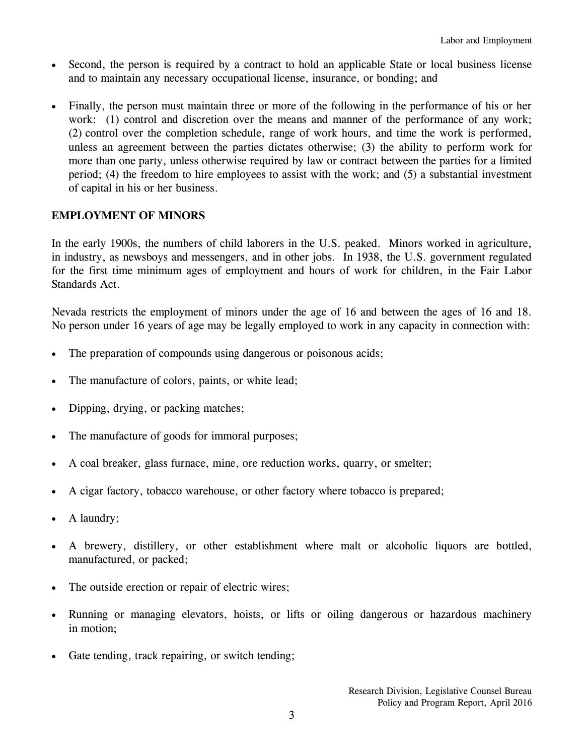- Second, the person is required by a contract to hold an applicable State or local business license and to maintain any necessary occupational license, insurance, or bonding; and

- Finally, the person must maintain three or more of the following in the performance of his or her work: (1) control and discretion over the means and manner of the performance of any work; (2) control over the completion schedule, range of work hours, and time the work is performed, unless an agreement between the parties dictates otherwise; (3) the ability to perform work for more than one party, unless otherwise required by law or contract between the parties for a limited period; (4) the freedom to hire employees to assist with the work; and (5) a substantial investment of capital in his or her business.

## EMPLOYMENT OF MINORS

In the early 1900s, the numbers of child laborers in the U.S. peaked. Minors worked in agriculture, in industry, as newsboys and messengers, and in other jobs. In 1938, the U.S. government regulated for the first time minimum ages of employment and hours of work for children, in the Fair Labor Standards Act.

Nevada restricts the employment of minors under the age of 16 and between the ages of 16 and 18. No person under 16 years of age may be legally employed to work in any capacity in connection with:

- The preparation of compounds using dangerous or poisonous acids;

- The manufacture of colors, paints, or white lead;

- Dipping, drying, or packing matches;

- The manufacture of goods for immoral purposes;

- A coal breaker, glass furnace, mine, ore reduction works, quarry, or smelter;

- A cigar factory, tobacco warehouse, or other factory where tobacco is prepared;

- A laundry;

- A brewery, distillery, or other establishment where malt or alcoholic liquors are bottled, manufactured, or packed;

- The outside erection or repair of electric wires;

- Running or managing elevators, hoists, or lifts or oiling dangerous or hazardous machinery in motion;

- Gate tending, track repairing, or switch tending;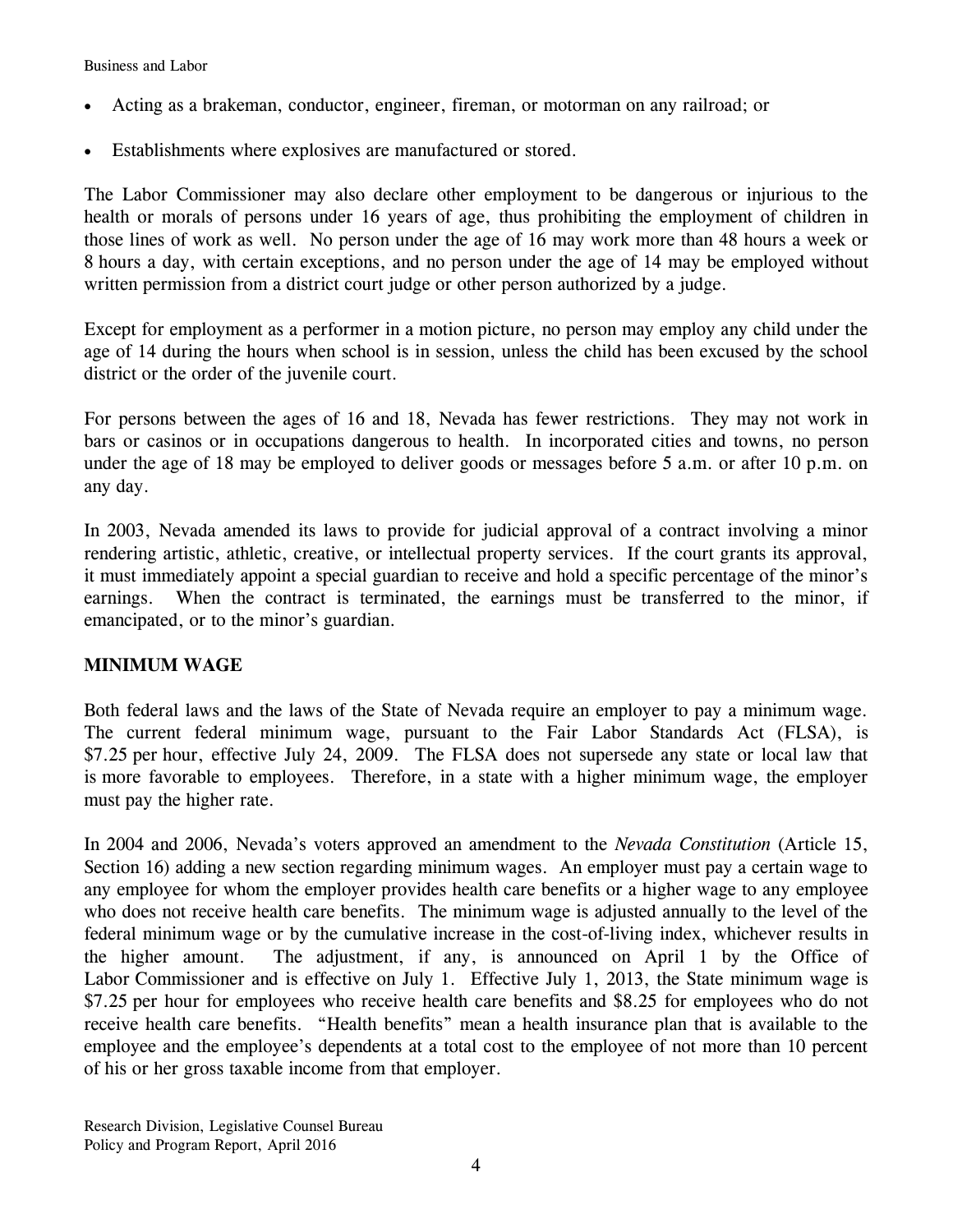- Acting as a brakeman, conductor, engineer, fireman, or motorman on any railroad; or
- Establishments where explosives are manufactured or stored.

The Labor Commissioner may also declare other employment to be dangerous or injurious to the health or morals of persons under 16 years of age, thus prohibiting the employment of children in those lines of work as well. No person under the age of 16 may work more than 48 hours a week or 8 hours a day, with certain exceptions, and no person under the age of 14 may be employed without written permission from a district court judge or other person authorized by a judge.

Except for employment as a performer in a motion picture, no person may employ any child under the age of 14 during the hours when school is in session, unless the child has been excused by the school district or the order of the juvenile court.

For persons between the ages of 16 and 18, Nevada has fewer restrictions. They may not work in bars or casinos or in occupations dangerous to health. In incorporated cities and towns, no person under the age of 18 may be employed to deliver goods or messages before 5 a.m. or after 10 p.m. on any day.

In 2003, Nevada amended its laws to provide for judicial approval of a contract involving a minor rendering artistic, athletic, creative, or intellectual property services. If the court grants its approval, it must immediately appoint a special guardian to receive and hold a specific percentage of the minor's earnings. When the contract is terminated, the earnings must be transferred to the minor, if emancipated, or to the minor's guardian.

## MINIMUM WAGE

Both federal laws and the laws of the State of Nevada require an employer to pay a minimum wage. The current federal minimum wage, pursuant to the Fair Labor Standards Act (FLSA), is $7.25 per hour, effective July 24, 2009. The FLSA does not supersede any state or local law that is more favorable to employees. Therefore, in a state with a higher minimum wage, the employer must pay the higher rate.

In 2004 and 2006, Nevada's voters approved an amendment to the *Nevada Constitution* (Article 15, Section 16) adding a new section regarding minimum wages. An employer must pay a certain wage to any employee for whom the employer provides health care benefits or a higher wage to any employee who does not receive health care benefits. The minimum wage is adjusted annually to the level of the federal minimum wage or by the cumulative increase in the cost-of-living index, whichever results in the higher amount. The adjustment, if any, is announced on April 1 by the Office of Labor Commissioner and is effective on July 1. Effective July 1, 2013, the State minimum wage is $7.25 per hour for employees who receive health care benefits and $8.25 for employees who do not receive health care benefits. "Health benefits" mean a health insurance plan that is available to the employee and the employee's dependents at a total cost to the employee of not more than 10 percent of his or her gross taxable income from that employer.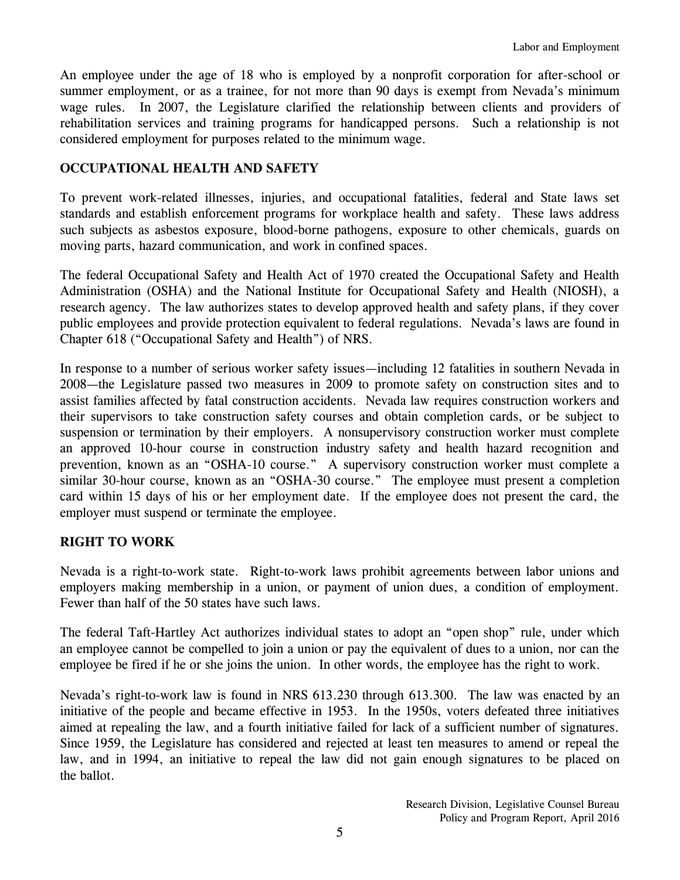An employee under the age of 18 who is employed by a nonprofit corporation for after-school or summer employment, or as a trainee, for not more than 90 days is exempt from Nevada's minimum wage rules. In 2007, the Legislature clarified the relationship between clients and providers of rehabilitation services and training programs for handicapped persons. Such a relationship is not considered employment for purposes related to the minimum wage.

## OCCUPATIONAL HEALTH AND SAFETY

To prevent work-related illnesses, injuries, and occupational fatalities, federal and State laws set standards and establish enforcement programs for workplace health and safety. These laws address such subjects as asbestos exposure, blood-borne pathogens, exposure to other chemicals, guards on moving parts, hazard communication, and work in confined spaces.

The federal Occupational Safety and Health Act of 1970 created the Occupational Safety and Health Administration (OSHA) and the National Institute for Occupational Safety and Health (NIOSH), a research agency. The law authorizes states to develop approved health and safety plans, if they cover public employees and provide protection equivalent to federal regulations. Nevada's laws are found in Chapter 618 ("Occupational Safety and Health") of NRS.

In response to a number of serious worker safety issues—including 12 fatalities in southern Nevada in 2008—the Legislature passed two measures in 2009 to promote safety on construction sites and to assist families affected by fatal construction accidents. Nevada law requires construction workers and their supervisors to take construction safety courses and obtain completion cards, or be subject to suspension or termination by their employers. A nonsupervisory construction worker must complete an approved 10-hour course in construction industry safety and health hazard recognition and prevention, known as an "OSHA-10 course." A supervisory construction worker must complete a similar 30-hour course, known as an "OSHA-30 course." The employee must present a completion card within 15 days of his or her employment date. If the employee does not present the card, the employer must suspend or terminate the employee.

## RIGHT TO WORK

Nevada is a right-to-work state. Right-to-work laws prohibit agreements between labor unions and employers making membership in a union, or payment of union dues, a condition of employment. Fewer than half of the 50 states have such laws.

The federal Taft-Hartley Act authorizes individual states to adopt an "open shop" rule, under which an employee cannot be compelled to join a union or pay the equivalent of dues to a union, nor can the employee be fired if he or she joins the union. In other words, the employee has the right to work.

Nevada's right-to-work law is found in NRS 613.230 through 613.300. The law was enacted by an initiative of the people and became effective in 1953. In the 1950s, voters defeated three initiatives aimed at repealing the law, and a fourth initiative failed for lack of a sufficient number of signatures. Since 1959, the Legislature has considered and rejected at least ten measures to amend or repeal the law, and in 1994, an initiative to repeal the law did not gain enough signatures to be placed on the ballot.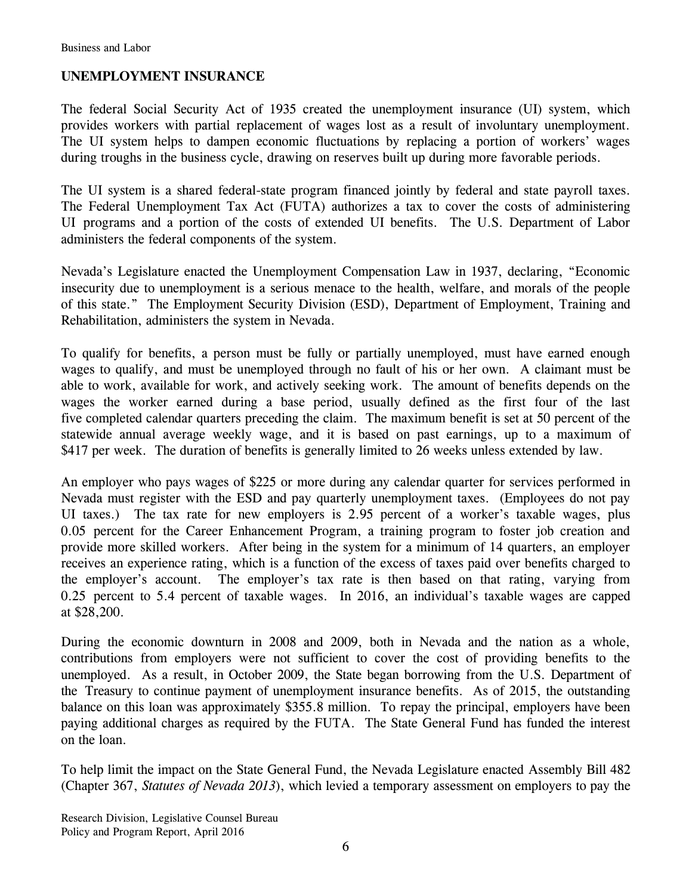## UNEMPLOYMENT INSURANCE

The federal Social Security Act of 1935 created the unemployment insurance (UI) system, which provides workers with partial replacement of wages lost as a result of involuntary unemployment. The UI system helps to dampen economic fluctuations by replacing a portion of workers' wages during troughs in the business cycle, drawing on reserves built up during more favorable periods.

The UI system is a shared federal-state program financed jointly by federal and state payroll taxes. The Federal Unemployment Tax Act (FUTA) authorizes a tax to cover the costs of administering UI programs and a portion of the costs of extended UI benefits. The U.S. Department of Labor administers the federal components of the system.

Nevada's Legislature enacted the Unemployment Compensation Law in 1937, declaring, "Economic insecurity due to unemployment is a serious menace to the health, welfare, and morals of the people of this state." The Employment Security Division (ESD), Department of Employment, Training and Rehabilitation, administers the system in Nevada.

To qualify for benefits, a person must be fully or partially unemployed, must have earned enough wages to qualify, and must be unemployed through no fault of his or her own. A claimant must be able to work, available for work, and actively seeking work. The amount of benefits depends on the wages the worker earned during a base period, usually defined as the first four of the last five completed calendar quarters preceding the claim. The maximum benefit is set at 50 percent of the statewide annual average weekly wage, and it is based on past earnings, up to a maximum of $417 per week. The duration of benefits is generally limited to 26 weeks unless extended by law.

An employer who pays wages of $225 or more during any calendar quarter for services performed in Nevada must register with the ESD and pay quarterly unemployment taxes. (Employees do not pay UI taxes.) The tax rate for new employers is 2.95 percent of a worker's taxable wages, plus 0.05 percent for the Career Enhancement Program, a training program to foster job creation and provide more skilled workers. After being in the system for a minimum of 14 quarters, an employer receives an experience rating, which is a function of the excess of taxes paid over benefits charged to the employer's account. The employer's tax rate is then based on that rating, varying from 0.25 percent to 5.4 percent of taxable wages. In 2016, an individual's taxable wages are capped at $28,200.

During the economic downturn in 2008 and 2009, both in Nevada and the nation as a whole, contributions from employers were not sufficient to cover the cost of providing benefits to the unemployed. As a result, in October 2009, the State began borrowing from the U.S. Department of the Treasury to continue payment of unemployment insurance benefits. As of 2015, the outstanding balance on this loan was approximately $355.8 million. To repay the principal, employers have been paying additional charges as required by the FUTA. The State General Fund has funded the interest on the loan.

To help limit the impact on the State General Fund, the Nevada Legislature enacted Assembly Bill 482 (Chapter 367, *Statutes of Nevada 2013*), which levied a temporary assessment on employers to pay the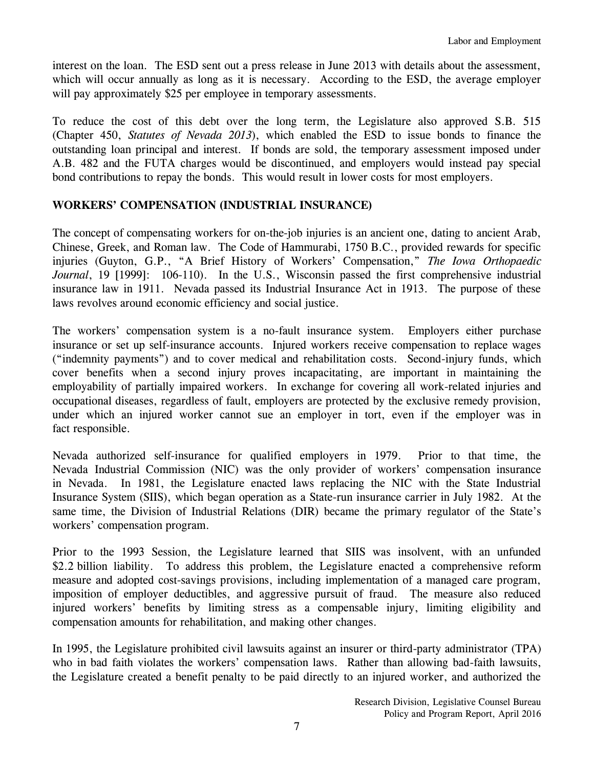interest on the loan. The ESD sent out a press release in June 2013 with details about the assessment, which will occur annually as long as it is necessary. According to the ESD, the average employer will pay approximately $25 per employee in temporary assessments.

To reduce the cost of this debt over the long term, the Legislature also approved S.B. 515 (Chapter 450, *Statutes of Nevada 2013*), which enabled the ESD to issue bonds to finance the outstanding loan principal and interest. If bonds are sold, the temporary assessment imposed under A.B. 482 and the FUTA charges would be discontinued, and employers would instead pay special bond contributions to repay the bonds. This would result in lower costs for most employers.

## WORKERS' COMPENSATION (INDUSTRIAL INSURANCE)

The concept of compensating workers for on-the-job injuries is an ancient one, dating to ancient Arab, Chinese, Greek, and Roman law. The Code of Hammurabi, 1750 B.C., provided rewards for specific injuries (Guyton, G.P., "A Brief History of Workers' Compensation," *The Iowa Orthopaedic Journal*, 19 [1999]: 106-110). In the U.S., Wisconsin passed the first comprehensive industrial insurance law in 1911. Nevada passed its Industrial Insurance Act in 1913. The purpose of these laws revolves around economic efficiency and social justice.

The workers' compensation system is a no-fault insurance system. Employers either purchase insurance or set up self-insurance accounts. Injured workers receive compensation to replace wages ("indemnity payments") and to cover medical and rehabilitation costs. Second-injury funds, which cover benefits when a second injury proves incapacitating, are important in maintaining the employability of partially impaired workers. In exchange for covering all work-related injuries and occupational diseases, regardless of fault, employers are protected by the exclusive remedy provision, under which an injured worker cannot sue an employer in tort, even if the employer was in fact responsible.

Nevada authorized self-insurance for qualified employers in 1979. Prior to that time, the Nevada Industrial Commission (NIC) was the only provider of workers' compensation insurance in Nevada. In 1981, the Legislature enacted laws replacing the NIC with the State Industrial Insurance System (SIIS), which began operation as a State-run insurance carrier in July 1982. At the same time, the Division of Industrial Relations (DIR) became the primary regulator of the State's workers' compensation program.

Prior to the 1993 Session, the Legislature learned that SIIS was insolvent, with an unfunded $2.2 billion liability. To address this problem, the Legislature enacted a comprehensive reform measure and adopted cost-savings provisions, including implementation of a managed care program, imposition of employer deductibles, and aggressive pursuit of fraud. The measure also reduced injured workers' benefits by limiting stress as a compensable injury, limiting eligibility and compensation amounts for rehabilitation, and making other changes.

In 1995, the Legislature prohibited civil lawsuits against an insurer or third-party administrator (TPA) who in bad faith violates the workers' compensation laws. Rather than allowing bad-faith lawsuits, the Legislature created a benefit penalty to be paid directly to an injured worker, and authorized the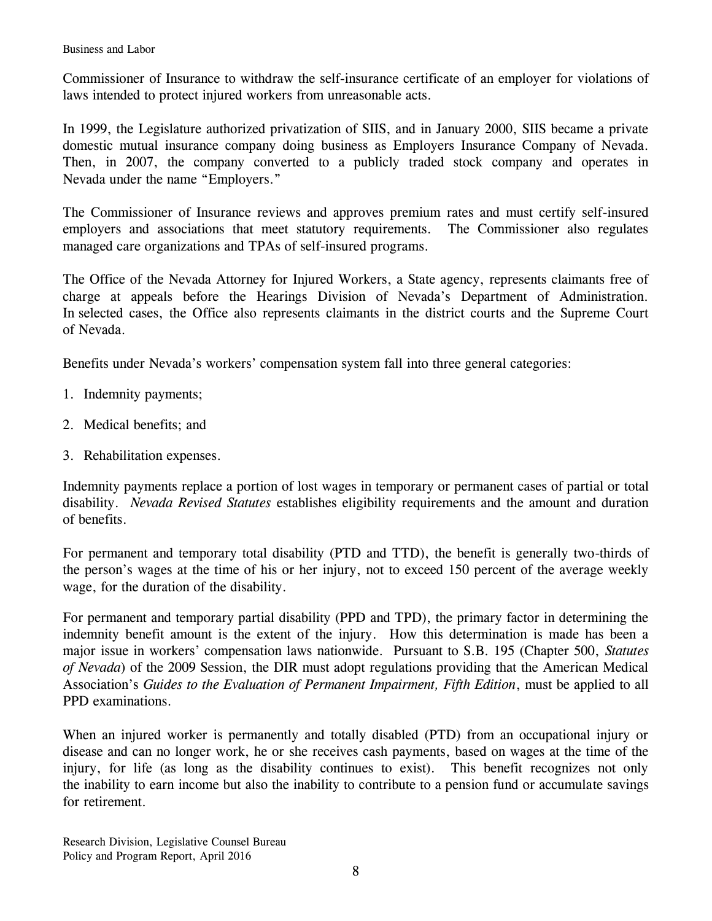Commissioner of Insurance to withdraw the self-insurance certificate of an employer for violations of laws intended to protect injured workers from unreasonable acts.

In 1999, the Legislature authorized privatization of SIIS, and in January 2000, SIIS became a private domestic mutual insurance company doing business as Employers Insurance Company of Nevada. Then, in 2007, the company converted to a publicly traded stock company and operates in Nevada under the name "Employers."

The Commissioner of Insurance reviews and approves premium rates and must certify self-insured employers and associations that meet statutory requirements. The Commissioner also regulates managed care organizations and TPAs of self-insured programs.

The Office of the Nevada Attorney for Injured Workers, a State agency, represents claimants free of charge at appeals before the Hearings Division of Nevada's Department of Administration. In selected cases, the Office also represents claimants in the district courts and the Supreme Court of Nevada.

Benefits under Nevada's workers' compensation system fall into three general categories:

1. Indemnity payments;
2. Medical benefits; and
3. Rehabilitation expenses.

Indemnity payments replace a portion of lost wages in temporary or permanent cases of partial or total disability. *Nevada Revised Statutes* establishes eligibility requirements and the amount and duration of benefits.

For permanent and temporary total disability (PTD and TTD), the benefit is generally two-thirds of the person's wages at the time of his or her injury, not to exceed 150 percent of the average weekly wage, for the duration of the disability.

For permanent and temporary partial disability (PPD and TPD), the primary factor in determining the indemnity benefit amount is the extent of the injury. How this determination is made has been a major issue in workers' compensation laws nationwide. Pursuant to S.B. 195 (Chapter 500, *Statutes of Nevada*) of the 2009 Session, the DIR must adopt regulations providing that the American Medical Association's *Guides to the Evaluation of Permanent Impairment, Fifth Edition*, must be applied to all PPD examinations.

When an injured worker is permanently and totally disabled (PTD) from an occupational injury or disease and can no longer work, he or she receives cash payments, based on wages at the time of the injury, for life (as long as the disability continues to exist). This benefit recognizes not only the inability to earn income but also the inability to contribute to a pension fund or accumulate savings for retirement.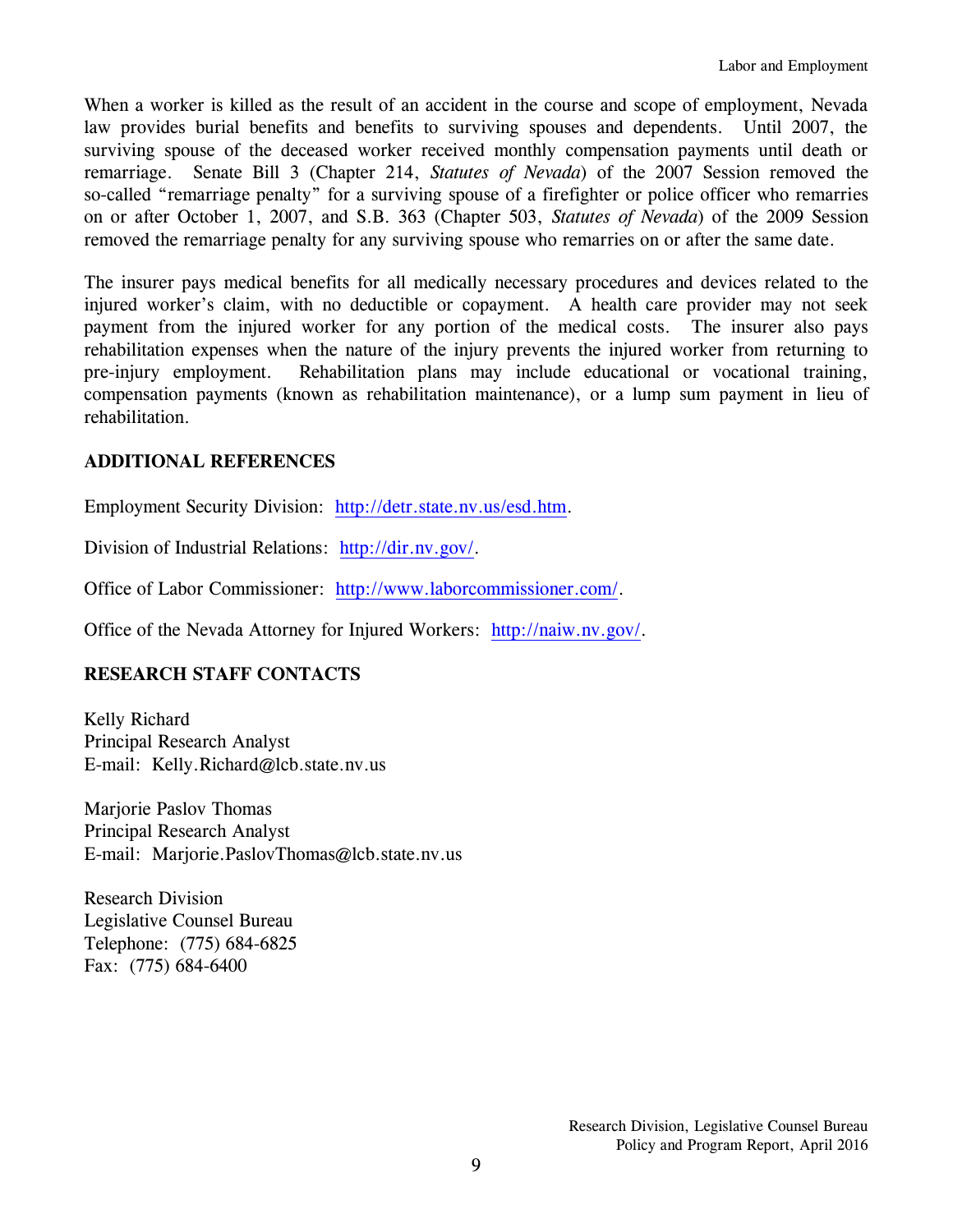When a worker is killed as the result of an accident in the course and scope of employment, Nevada law provides burial benefits and benefits to surviving spouses and dependents. Until 2007, the surviving spouse of the deceased worker received monthly compensation payments until death or remarriage. Senate Bill 3 (Chapter 214, *Statutes of Nevada*) of the 2007 Session removed the so-called "remarriage penalty" for a surviving spouse of a firefighter or police officer who remarries on or after October 1, 2007, and S.B. 363 (Chapter 503, *Statutes of Nevada*) of the 2009 Session removed the remarriage penalty for any surviving spouse who remarries on or after the same date.

The insurer pays medical benefits for all medically necessary procedures and devices related to the injured worker's claim, with no deductible or copayment. A health care provider may not seek payment from the injured worker for any portion of the medical costs. The insurer also pays rehabilitation expenses when the nature of the injury prevents the injured worker from returning to pre-injury employment. Rehabilitation plans may include educational or vocational training, compensation payments (known as rehabilitation maintenance), or a lump sum payment in lieu of rehabilitation.

## ADDITIONAL REFERENCES

Employment Security Division: http://detr.state.nv.us/esd.htm.

Division of Industrial Relations: http://dir.nv.gov/.

Office of Labor Commissioner: http://www.laborcommissioner.com/.

Office of the Nevada Attorney for Injured Workers: http://naiw.nv.gov/.

## RESEARCH STAFF CONTACTS

Kelly Richard
Principal Research Analyst
E-mail: Kelly.Richard@lcb.state.nv.us

Marjorie Paslov Thomas
Principal Research Analyst
E-mail: Marjorie.PaslovThomas@lcb.state.nv.us

Research Division
Legislative Counsel Bureau
Telephone: (775) 684-6825
Fax: (775) 684-6400